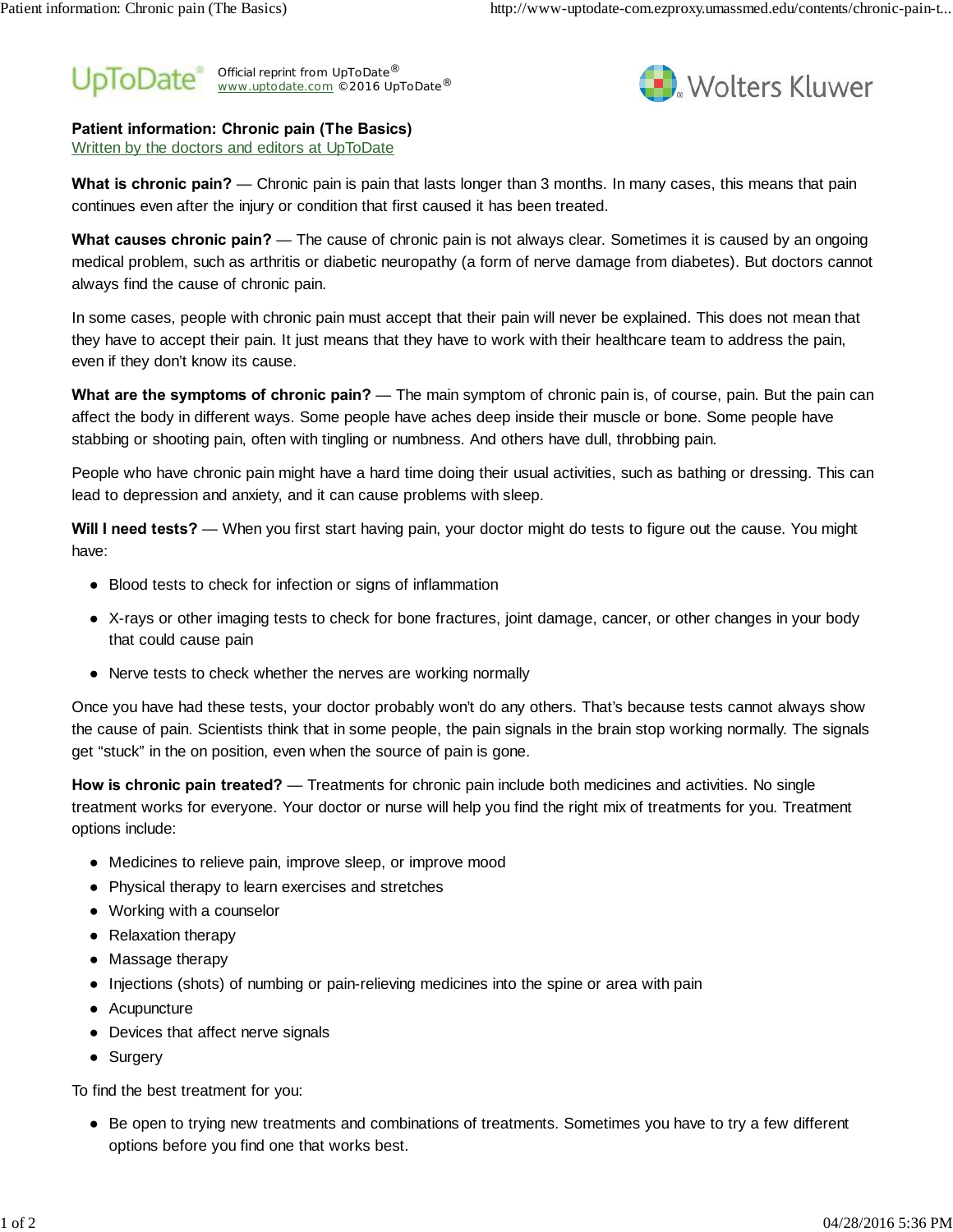Official reprint from UpToDate®
www.uptodate.com ©2016 UpToDate®

Wolters Kluwer

**Patient information: Chronic pain (The Basics)**
Written by the doctors and editors at UpToDate

**What is chronic pain?** — Chronic pain is pain that lasts longer than 3 months. In many cases, this means that pain continues even after the injury or condition that first caused it has been treated.

**What causes chronic pain?** — The cause of chronic pain is not always clear. Sometimes it is caused by an ongoing medical problem, such as arthritis or diabetic neuropathy (a form of nerve damage from diabetes). But doctors cannot always find the cause of chronic pain.

In some cases, people with chronic pain must accept that their pain will never be explained. This does not mean that they have to accept their pain. It just means that they have to work with their healthcare team to address the pain, even if they don't know its cause.

**What are the symptoms of chronic pain?** — The main symptom of chronic pain is, of course, pain. But the pain can affect the body in different ways. Some people have aches deep inside their muscle or bone. Some people have stabbing or shooting pain, often with tingling or numbness. And others have dull, throbbing pain.

People who have chronic pain might have a hard time doing their usual activities, such as bathing or dressing. This can lead to depression and anxiety, and it can cause problems with sleep.

**Will I need tests?** — When you first start having pain, your doctor might do tests to figure out the cause. You might have:

- Blood tests to check for infection or signs of inflammation
- X-rays or other imaging tests to check for bone fractures, joint damage, cancer, or other changes in your body that could cause pain
- Nerve tests to check whether the nerves are working normally

Once you have had these tests, your doctor probably won't do any others. That's because tests cannot always show the cause of pain. Scientists think that in some people, the pain signals in the brain stop working normally. The signals get "stuck" in the on position, even when the source of pain is gone.

**How is chronic pain treated?** — Treatments for chronic pain include both medicines and activities. No single treatment works for everyone. Your doctor or nurse will help you find the right mix of treatments for you. Treatment options include:

- Medicines to relieve pain, improve sleep, or improve mood
- Physical therapy to learn exercises and stretches
- Working with a counselor
- Relaxation therapy
- Massage therapy
- Injections (shots) of numbing or pain-relieving medicines into the spine or area with pain
- Acupuncture
- Devices that affect nerve signals
- Surgery

To find the best treatment for you:

- Be open to trying new treatments and combinations of treatments. Sometimes you have to try a few different options before you find one that works best.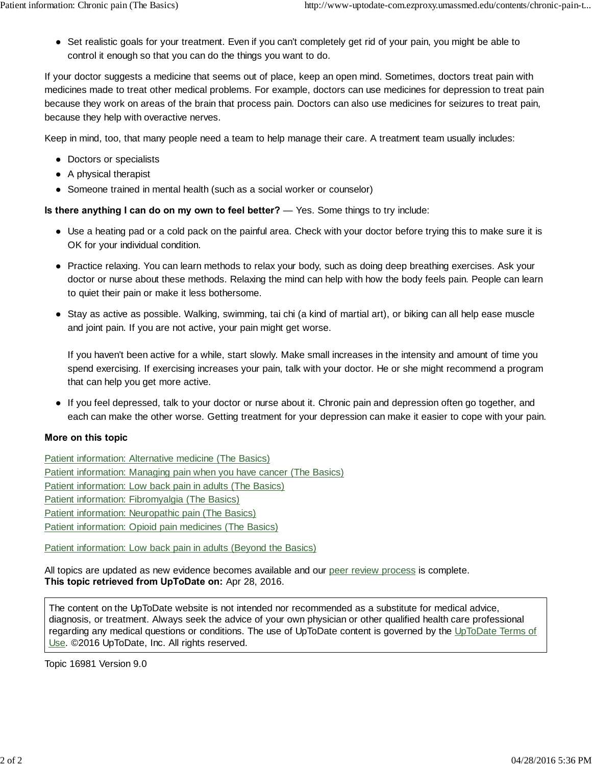- Set realistic goals for your treatment. Even if you can't completely get rid of your pain, you might be able to control it enough so that you can do the things you want to do.

If your doctor suggests a medicine that seems out of place, keep an open mind. Sometimes, doctors treat pain with medicines made to treat other medical problems. For example, doctors can use medicines for depression to treat pain because they work on areas of the brain that process pain. Doctors can also use medicines for seizures to treat pain, because they help with overactive nerves.

Keep in mind, too, that many people need a team to help manage their care. A treatment team usually includes:

- Doctors or specialists
- A physical therapist
- Someone trained in mental health (such as a social worker or counselor)

**Is there anything I can do on my own to feel better?** — Yes. Some things to try include:

- Use a heating pad or a cold pack on the painful area. Check with your doctor before trying this to make sure it is OK for your individual condition.
- Practice relaxing. You can learn methods to relax your body, such as doing deep breathing exercises. Ask your doctor or nurse about these methods. Relaxing the mind can help with how the body feels pain. People can learn to quiet their pain or make it less bothersome.
- Stay as active as possible. Walking, swimming, tai chi (a kind of martial art), or biking can all help ease muscle and joint pain. If you are not active, your pain might get worse.

  If you haven't been active for a while, start slowly. Make small increases in the intensity and amount of time you spend exercising. If exercising increases your pain, talk with your doctor. He or she might recommend a program that can help you get more active.
- If you feel depressed, talk to your doctor or nurse about it. Chronic pain and depression often go together, and each can make the other worse. Getting treatment for your depression can make it easier to cope with your pain.

**More on this topic**

Patient information: Alternative medicine (The Basics)
Patient information: Managing pain when you have cancer (The Basics)
Patient information: Low back pain in adults (The Basics)
Patient information: Fibromyalgia (The Basics)
Patient information: Neuropathic pain (The Basics)
Patient information: Opioid pain medicines (The Basics)

Patient information: Low back pain in adults (Beyond the Basics)

All topics are updated as new evidence becomes available and our peer review process is complete.
**This topic retrieved from UpToDate on:** Apr 28, 2016.

The content on the UpToDate website is not intended nor recommended as a substitute for medical advice, diagnosis, or treatment. Always seek the advice of your own physician or other qualified health care professional regarding any medical questions or conditions. The use of UpToDate content is governed by the UpToDate Terms of Use. ©2016 UpToDate, Inc. All rights reserved.

Topic 16981 Version 9.0